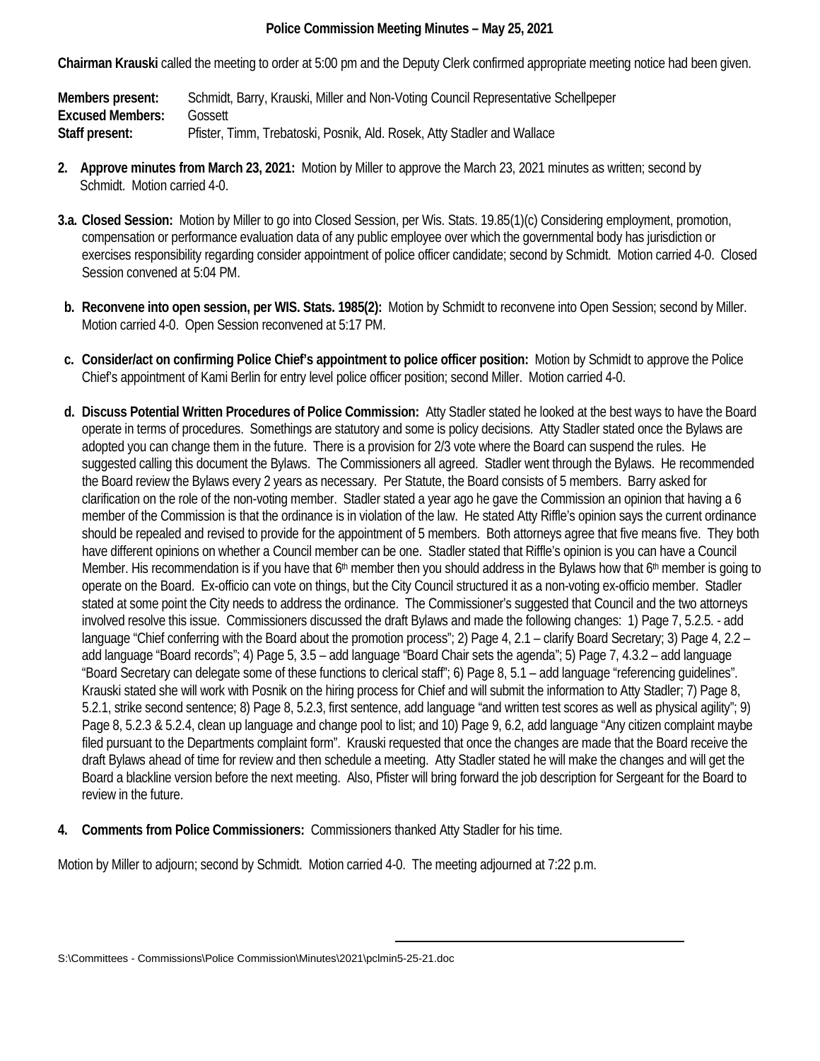# Police Commission Meeting Minutes – May 25, 2021

**Chairman Krauski** called the meeting to order at 5:00 pm and the Deputy Clerk confirmed appropriate meeting notice had been given.

**Members present:** Schmidt, Barry, Krauski, Miller and Non-Voting Council Representative Schellpeper
**Excused Members:** Gossett
**Staff present:** Pfister, Timm, Trebatoski, Posnik, Ald. Rosek, Atty Stadler and Wallace

**2. Approve minutes from March 23, 2021:** Motion by Miller to approve the March 23, 2021 minutes as written; second by Schmidt. Motion carried 4-0.

**3.a. Closed Session:** Motion by Miller to go into Closed Session, per Wis. Stats. 19.85(1)(c) Considering employment, promotion, compensation or performance evaluation data of any public employee over which the governmental body has jurisdiction or exercises responsibility regarding consider appointment of police officer candidate; second by Schmidt. Motion carried 4-0. Closed Session convened at 5:04 PM.

**b. Reconvene into open session, per WIS. Stats. 1985(2):** Motion by Schmidt to reconvene into Open Session; second by Miller. Motion carried 4-0. Open Session reconvened at 5:17 PM.

**c. Consider/act on confirming Police Chief's appointment to police officer position:** Motion by Schmidt to approve the Police Chief's appointment of Kami Berlin for entry level police officer position; second Miller. Motion carried 4-0.

**d. Discuss Potential Written Procedures of Police Commission:** Atty Stadler stated he looked at the best ways to have the Board operate in terms of procedures. Somethings are statutory and some is policy decisions. Atty Stadler stated once the Bylaws are adopted you can change them in the future. There is a provision for 2/3 vote where the Board can suspend the rules. He suggested calling this document the Bylaws. The Commissioners all agreed. Stadler went through the Bylaws. He recommended the Board review the Bylaws every 2 years as necessary. Per Statute, the Board consists of 5 members. Barry asked for clarification on the role of the non-voting member. Stadler stated a year ago he gave the Commission an opinion that having a 6 member of the Commission is that the ordinance is in violation of the law. He stated Atty Riffle's opinion says the current ordinance should be repealed and revised to provide for the appointment of 5 members. Both attorneys agree that five means five. They both have different opinions on whether a Council member can be one. Stadler stated that Riffle's opinion is you can have a Council Member. His recommendation is if you have that 6th member then you should address in the Bylaws how that 6th member is going to operate on the Board. Ex-officio can vote on things, but the City Council structured it as a non-voting ex-officio member. Stadler stated at some point the City needs to address the ordinance. The Commissioner's suggested that Council and the two attorneys involved resolve this issue. Commissioners discussed the draft Bylaws and made the following changes: 1) Page 7, 5.2.5. - add language "Chief conferring with the Board about the promotion process"; 2) Page 4, 2.1 – clarify Board Secretary; 3) Page 4, 2.2 – add language "Board records"; 4) Page 5, 3.5 – add language "Board Chair sets the agenda"; 5) Page 7, 4.3.2 – add language "Board Secretary can delegate some of these functions to clerical staff"; 6) Page 8, 5.1 – add language "referencing guidelines". Krauski stated she will work with Posnik on the hiring process for Chief and will submit the information to Atty Stadler; 7) Page 8, 5.2.1, strike second sentence; 8) Page 8, 5.2.3, first sentence, add language "and written test scores as well as physical agility"; 9) Page 8, 5.2.3 & 5.2.4, clean up language and change pool to list; and 10) Page 9, 6.2, add language "Any citizen complaint maybe filed pursuant to the Departments complaint form". Krauski requested that once the changes are made that the Board receive the draft Bylaws ahead of time for review and then schedule a meeting. Atty Stadler stated he will make the changes and will get the Board a blackline version before the next meeting. Also, Pfister will bring forward the job description for Sergeant for the Board to review in the future.

**4. Comments from Police Commissioners:** Commissioners thanked Atty Stadler for his time.

Motion by Miller to adjourn; second by Schmidt. Motion carried 4-0. The meeting adjourned at 7:22 p.m.

S:\Committees - Commissions\Police Commission\Minutes\2021\pclmin5-25-21.doc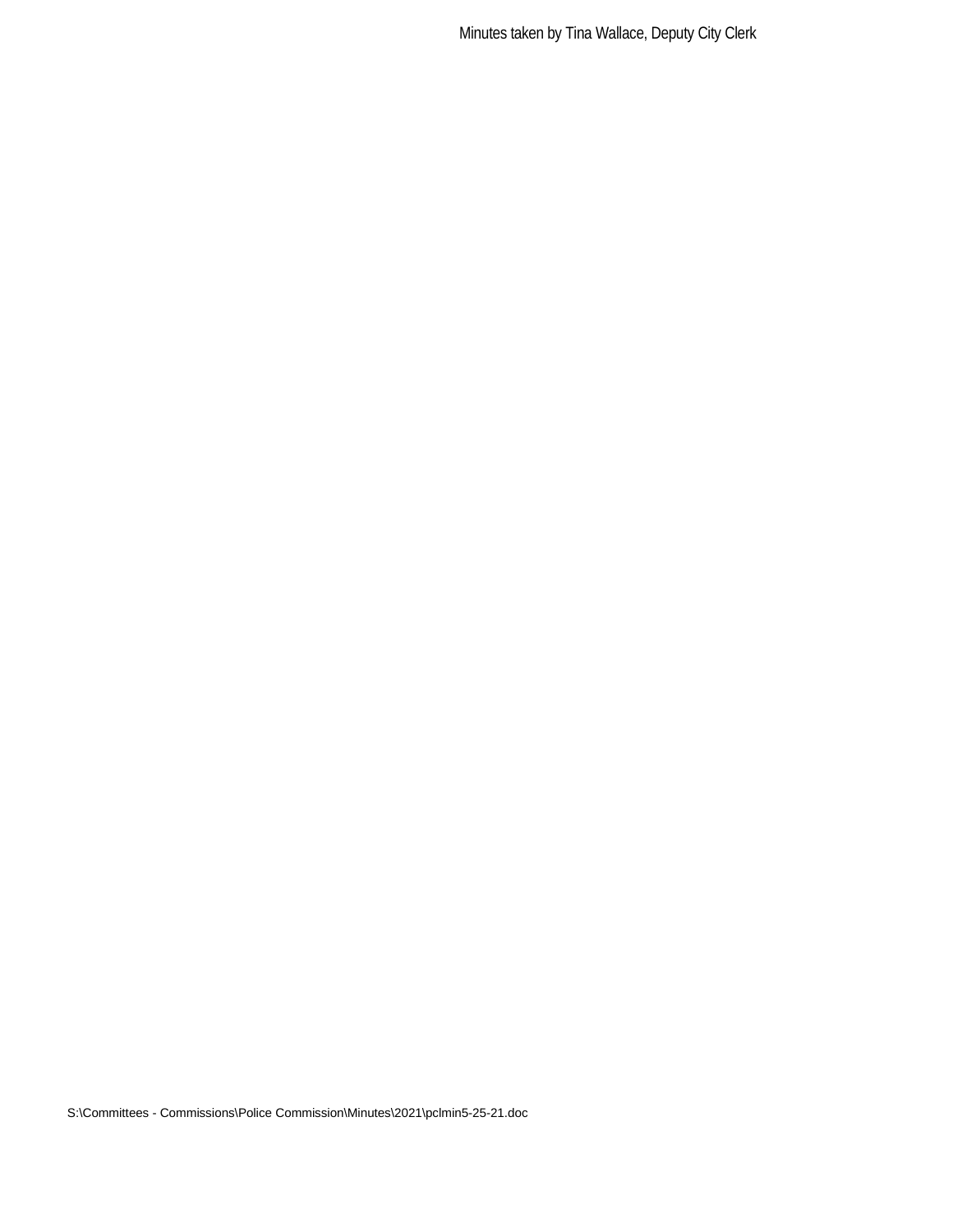Minutes taken by Tina Wallace, Deputy City Clerk

S:\Committees - Commissions\Police Commission\Minutes\2021\pclmin5-25-21.doc